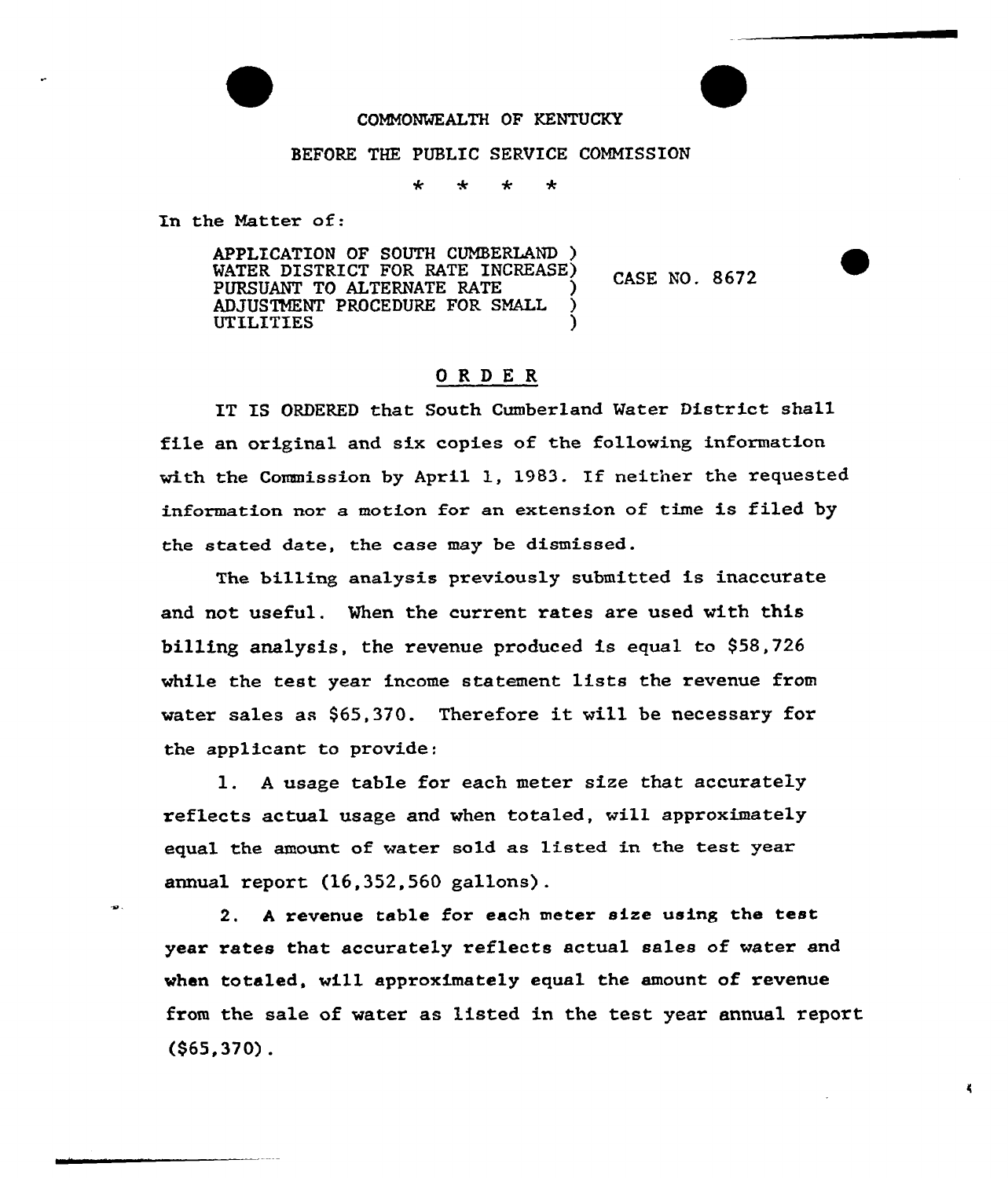COMMONWEALTH OF KENTUCKY

BEFORE THE PUBLIC SERVICE COMMISSION

\* \* \* \*

In the Matter of:

APPLICATION OF SOUTH CUMBERLAND )
WATER DISTRICT FOR RATE INCREASE) CASE NO. 8672
PURSUANT TO ALTERNATE RATE )
ADJUSTMENT PROCEDURE FOR SMALL )
UTILITIES )

## O R D E R

IT IS ORDERED that South Cumberland Water District shall file an original and six copies of the following information with the Commission by April 1, 1983. If neither the requested information nor a motion for an extension of time is filed by the stated date, the case may be dismissed.

The billing analysis previously submitted is inaccurate and not useful. When the current rates are used with this billing analysis, the revenue produced is equal to $58,726 while the test year income statement lists the revenue from water sales as $65,370. Therefore it will be necessary for the applicant to provide:

1. A usage table for each meter size that accurately reflects actual usage and when totaled, will approximately equal the amount of water sold as listed in the test year annual report (16,352,560 gallons).

2. A revenue table for each meter size using the test year rates that accurately reflects actual sales of water and when totaled, will approximately equal the amount of revenue from the sale of water as listed in the test year annual report ($65,370).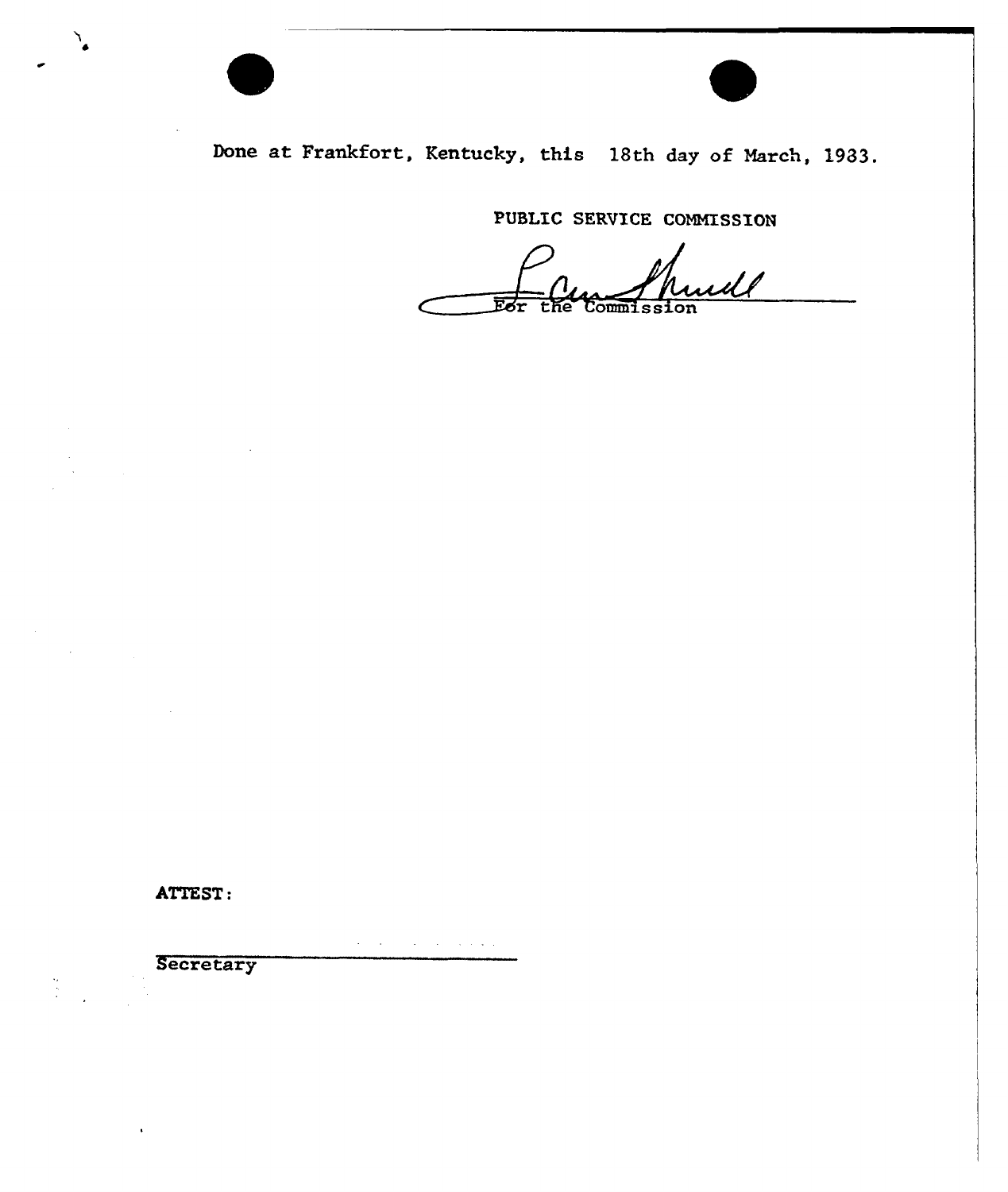Done at Frankfort, Kentucky, this 18th day of March, 1983.

PUBLIC SERVICE COMMISSION

For the Commission

ATTEST:

Secretary